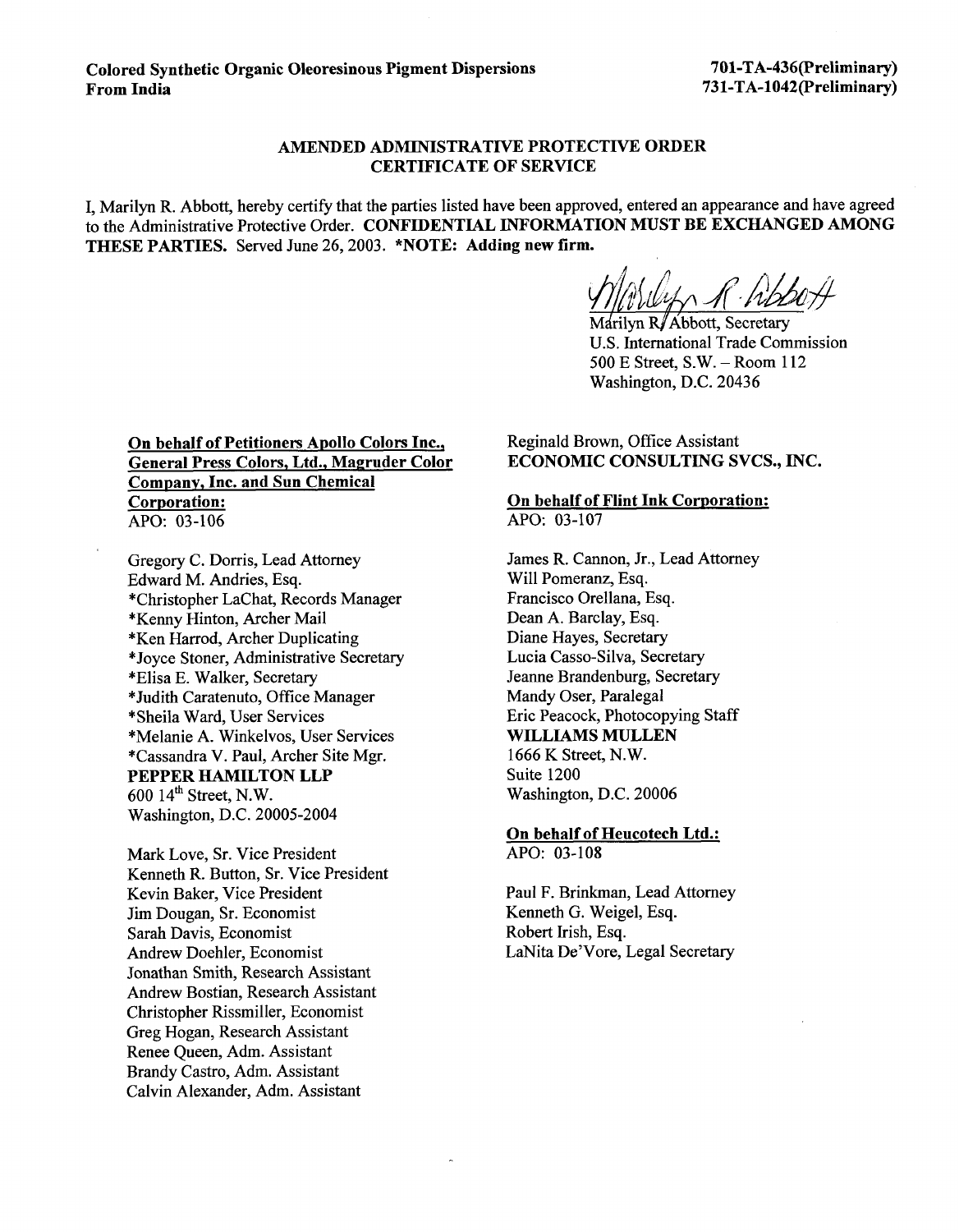**Colored Synthetic Organic Oleoresinous Pigment Dispersions From India**

**701-TA-436(Preliminary)**
**731-TA-1042(Preliminary)**

## AMENDED ADMINISTRATIVE PROTECTIVE ORDER CERTIFICATE OF SERVICE

I, Marilyn R. Abbott, hereby certify that the parties listed have been approved, entered an appearance and have agreed to the Administrative Protective Order. **CONFIDENTIAL INFORMATION MUST BE EXCHANGED AMONG THESE PARTIES.** Served June 26, 2003. ***NOTE: Adding new firm.**

Marilyn R. Abbott, Secretary
U.S. International Trade Commission
500 E Street, S.W. – Room 112
Washington, D.C. 20436

**On behalf of Petitioners Apollo Colors Inc., General Press Colors, Ltd., Magruder Color Company, Inc. and Sun Chemical Corporation:**
APO: 03-106

Gregory C. Dorris, Lead Attorney
Edward M. Andries, Esq.
*Christopher LaChat, Records Manager
*Kenny Hinton, Archer Mail
*Ken Harrod, Archer Duplicating
*Joyce Stoner, Administrative Secretary
*Elisa E. Walker, Secretary
*Judith Caratenuto, Office Manager
*Sheila Ward, User Services
*Melanie A. Winkelvos, User Services
*Cassandra V. Paul, Archer Site Mgr.
**PEPPER HAMILTON LLP**
600 14th Street, N.W.
Washington, D.C. 20005-2004

Mark Love, Sr. Vice President
Kenneth R. Button, Sr. Vice President
Kevin Baker, Vice President
Jim Dougan, Sr. Economist
Sarah Davis, Economist
Andrew Doehler, Economist
Jonathan Smith, Research Assistant
Andrew Bostian, Research Assistant
Christopher Rissmiller, Economist
Greg Hogan, Research Assistant
Renee Queen, Adm. Assistant
Brandy Castro, Adm. Assistant
Calvin Alexander, Adm. Assistant
Reginald Brown, Office Assistant
**ECONOMIC CONSULTING SVCS., INC.**

**On behalf of Flint Ink Corporation:**
APO: 03-107

James R. Cannon, Jr., Lead Attorney
Will Pomeranz, Esq.
Francisco Orellana, Esq.
Dean A. Barclay, Esq.
Diane Hayes, Secretary
Lucia Casso-Silva, Secretary
Jeanne Brandenburg, Secretary
Mandy Oser, Paralegal
Eric Peacock, Photocopying Staff
**WILLIAMS MULLEN**
1666 K Street, N.W.
Suite 1200
Washington, D.C. 20006

**On behalf of Heucotech Ltd.:**
APO: 03-108

Paul F. Brinkman, Lead Attorney
Kenneth G. Weigel, Esq.
Robert Irish, Esq.
LaNita De'Vore, Legal Secretary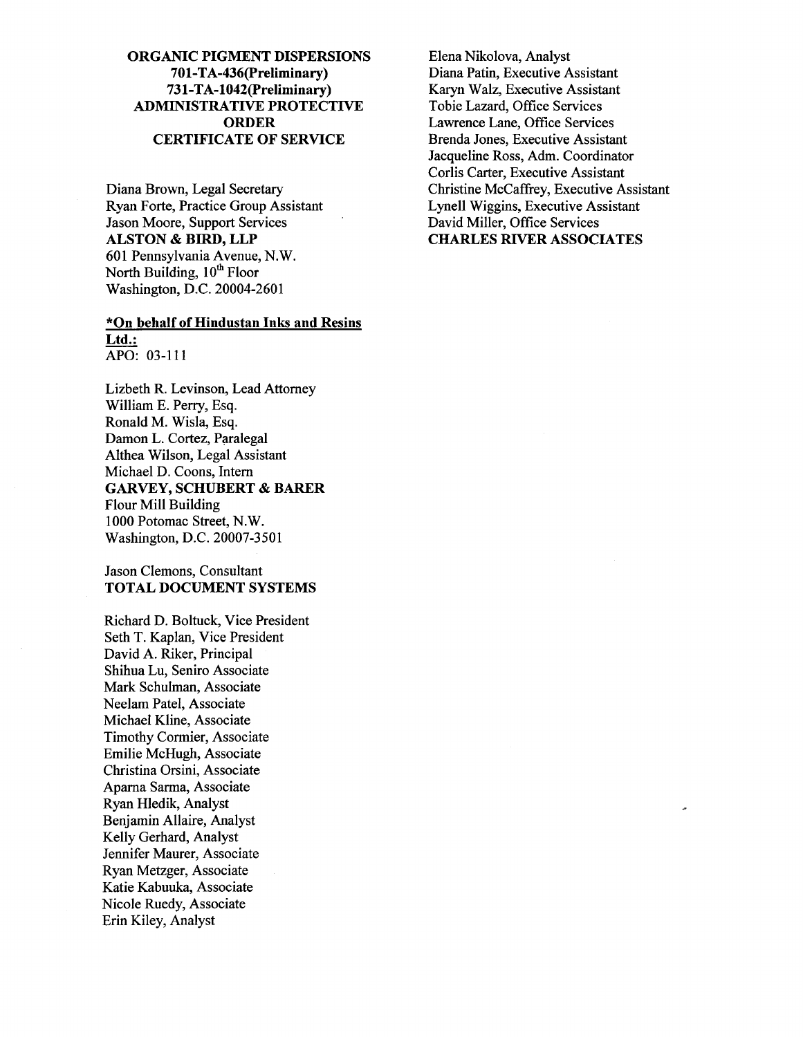**ORGANIC PIGMENT DISPERSIONS**
**701-TA-436(Preliminary)**
**731-TA-1042(Preliminary)**
**ADMINISTRATIVE PROTECTIVE ORDER**
**CERTIFICATE OF SERVICE**

Diana Brown, Legal Secretary
Ryan Forte, Practice Group Assistant
Jason Moore, Support Services
**ALSTON & BIRD, LLP**
601 Pennsylvania Avenue, N.W.
North Building, 10th Floor
Washington, D.C. 20004-2601

**\*On behalf of Hindustan Inks and Resins Ltd.:**
APO: 03-111

Lizbeth R. Levinson, Lead Attorney
William E. Perry, Esq.
Ronald M. Wisla, Esq.
Damon L. Cortez, Paralegal
Althea Wilson, Legal Assistant
Michael D. Coons, Intern
**GARVEY, SCHUBERT & BARER**
Flour Mill Building
1000 Potomac Street, N.W.
Washington, D.C. 20007-3501

Jason Clemons, Consultant
**TOTAL DOCUMENT SYSTEMS**

Richard D. Boltuck, Vice President
Seth T. Kaplan, Vice President
David A. Riker, Principal
Shihua Lu, Seniro Associate
Mark Schulman, Associate
Neelam Patel, Associate
Michael Kline, Associate
Timothy Cormier, Associate
Emilie McHugh, Associate
Christina Orsini, Associate
Aparna Sarma, Associate
Ryan Hledik, Analyst
Benjamin Allaire, Analyst
Kelly Gerhard, Analyst
Jennifer Maurer, Associate
Ryan Metzger, Associate
Katie Kabuuka, Associate
Nicole Ruedy, Associate
Erin Kiley, Analyst
Elena Nikolova, Analyst
Diana Patin, Executive Assistant
Karyn Walz, Executive Assistant
Tobie Lazard, Office Services
Lawrence Lane, Office Services
Brenda Jones, Executive Assistant
Jacqueline Ross, Adm. Coordinator
Corlis Carter, Executive Assistant
Christine McCaffrey, Executive Assistant
Lynell Wiggins, Executive Assistant
David Miller, Office Services
**CHARLES RIVER ASSOCIATES**